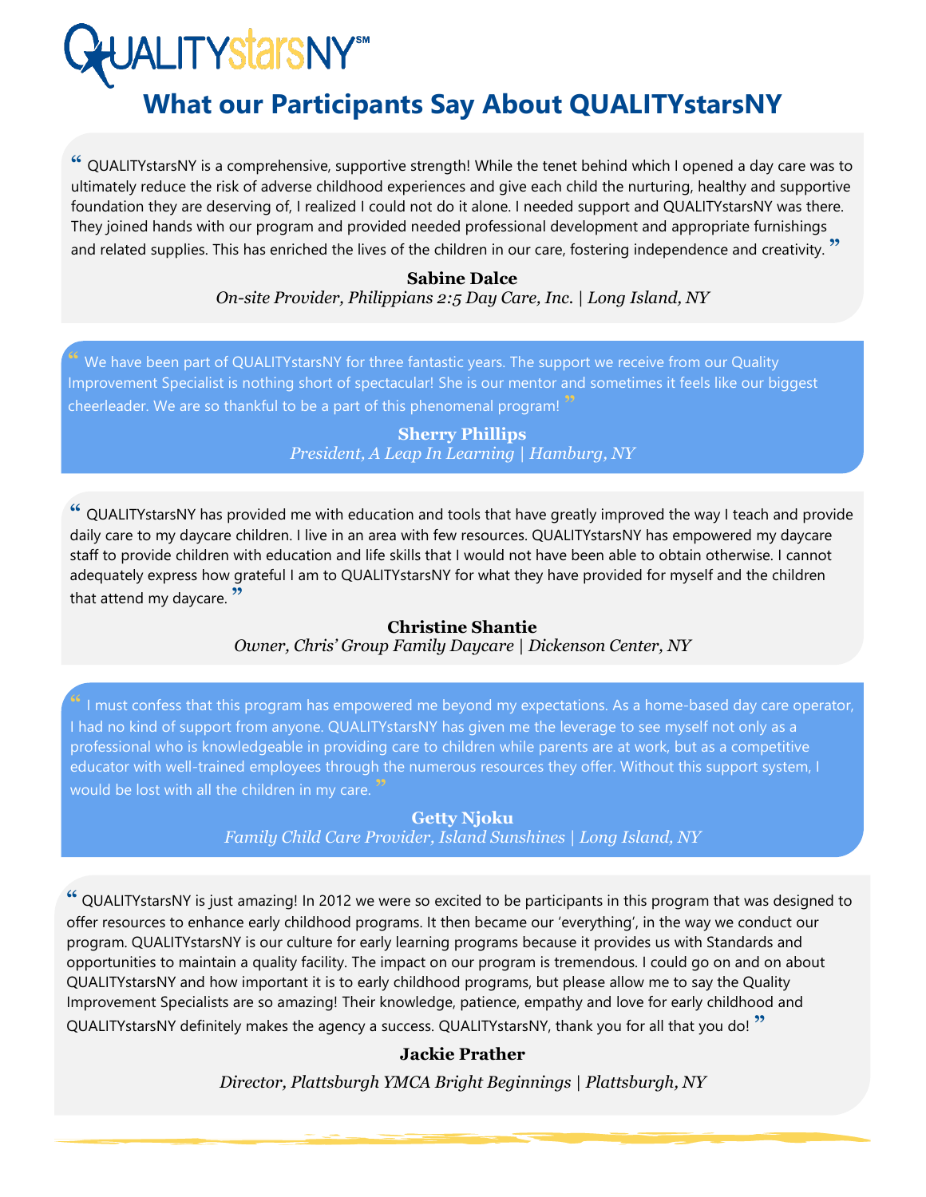QUALITYstarsNY℠

# What our Participants Say About QUALITYstarsNY

“ QUALITYstarsNY is a comprehensive, supportive strength! While the tenet behind which I opened a day care was to ultimately reduce the risk of adverse childhood experiences and give each child the nurturing, healthy and supportive foundation they are deserving of, I realized I could not do it alone. I needed support and QUALITYstarsNY was there. They joined hands with our program and provided needed professional development and appropriate furnishings and related supplies. This has enriched the lives of the children in our care, fostering independence and creativity. ”

**Sabine Dalce**
*On-site Provider, Philippians 2:5 Day Care, Inc. | Long Island, NY*

“ We have been part of QUALITYstarsNY for three fantastic years. The support we receive from our Quality Improvement Specialist is nothing short of spectacular! She is our mentor and sometimes it feels like our biggest cheerleader. We are so thankful to be a part of this phenomenal program! ”

**Sherry Phillips**
*President, A Leap In Learning | Hamburg, NY*

“ QUALITYstarsNY has provided me with education and tools that have greatly improved the way I teach and provide daily care to my daycare children. I live in an area with few resources. QUALITYstarsNY has empowered my daycare staff to provide children with education and life skills that I would not have been able to obtain otherwise. I cannot adequately express how grateful I am to QUALITYstarsNY for what they have provided for myself and the children that attend my daycare. ”

**Christine Shantie**
*Owner, Chris' Group Family Daycare | Dickenson Center, NY*

“ I must confess that this program has empowered me beyond my expectations. As a home-based day care operator, I had no kind of support from anyone. QUALITYstarsNY has given me the leverage to see myself not only as a professional who is knowledgeable in providing care to children while parents are at work, but as a competitive educator with well-trained employees through the numerous resources they offer. Without this support system, I would be lost with all the children in my care. ”

**Getty Njoku**
*Family Child Care Provider, Island Sunshines | Long Island, NY*

“ QUALITYstarsNY is just amazing! In 2012 we were so excited to be participants in this program that was designed to offer resources to enhance early childhood programs. It then became our 'everything', in the way we conduct our program. QUALITYstarsNY is our culture for early learning programs because it provides us with Standards and opportunities to maintain a quality facility. The impact on our program is tremendous. I could go on and on about QUALITYstarsNY and how important it is to early childhood programs, but please allow me to say the Quality Improvement Specialists are so amazing! Their knowledge, patience, empathy and love for early childhood and QUALITYstarsNY definitely makes the agency a success. QUALITYstarsNY, thank you for all that you do! ”

**Jackie Prather**
*Director, Plattsburgh YMCA Bright Beginnings | Plattsburgh, NY*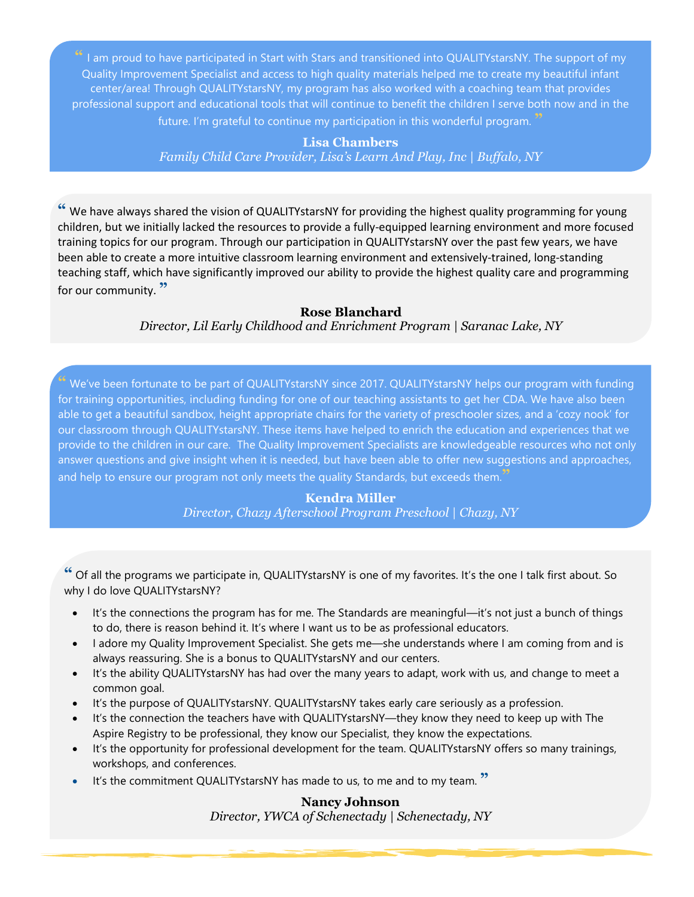“ I am proud to have participated in Start with Stars and transitioned into QUALITYstarsNY. The support of my Quality Improvement Specialist and access to high quality materials helped me to create my beautiful infant center/area! Through QUALITYstarsNY, my program has also worked with a coaching team that provides professional support and educational tools that will continue to benefit the children I serve both now and in the future. I'm grateful to continue my participation in this wonderful program. ”

**Lisa Chambers**
*Family Child Care Provider, Lisa's Learn And Play, Inc | Buffalo, NY*

“ We have always shared the vision of QUALITYstarsNY for providing the highest quality programming for young children, but we initially lacked the resources to provide a fully-equipped learning environment and more focused training topics for our program. Through our participation in QUALITYstarsNY over the past few years, we have been able to create a more intuitive classroom learning environment and extensively-trained, long-standing teaching staff, which have significantly improved our ability to provide the highest quality care and programming for our community. ”

**Rose Blanchard**
*Director, Lil Early Childhood and Enrichment Program | Saranac Lake, NY*

“ We've been fortunate to be part of QUALITYstarsNY since 2017. QUALITYstarsNY helps our program with funding for training opportunities, including funding for one of our teaching assistants to get her CDA. We have also been able to get a beautiful sandbox, height appropriate chairs for the variety of preschooler sizes, and a 'cozy nook' for our classroom through QUALITYstarsNY. These items have helped to enrich the education and experiences that we provide to the children in our care. The Quality Improvement Specialists are knowledgeable resources who not only answer questions and give insight when it is needed, but have been able to offer new suggestions and approaches, and help to ensure our program not only meets the quality Standards, but exceeds them.”

**Kendra Miller**
*Director, Chazy Afterschool Program Preschool | Chazy, NY*

“ Of all the programs we participate in, QUALITYstarsNY is one of my favorites. It's the one I talk first about. So why I do love QUALITYstarsNY?

- It's the connections the program has for me. The Standards are meaningful—it's not just a bunch of things to do, there is reason behind it. It's where I want us to be as professional educators.
- I adore my Quality Improvement Specialist. She gets me—she understands where I am coming from and is always reassuring. She is a bonus to QUALITYstarsNY and our centers.
- It's the ability QUALITYstarsNY has had over the many years to adapt, work with us, and change to meet a common goal.
- It's the purpose of QUALITYstarsNY. QUALITYstarsNY takes early care seriously as a profession.
- It's the connection the teachers have with QUALITYstarsNY—they know they need to keep up with The Aspire Registry to be professional, they know our Specialist, they know the expectations.
- It's the opportunity for professional development for the team. QUALITYstarsNY offers so many trainings, workshops, and conferences.
- It's the commitment QUALITYstarsNY has made to us, to me and to my team. ”

**Nancy Johnson**
*Director, YWCA of Schenectady | Schenectady, NY*